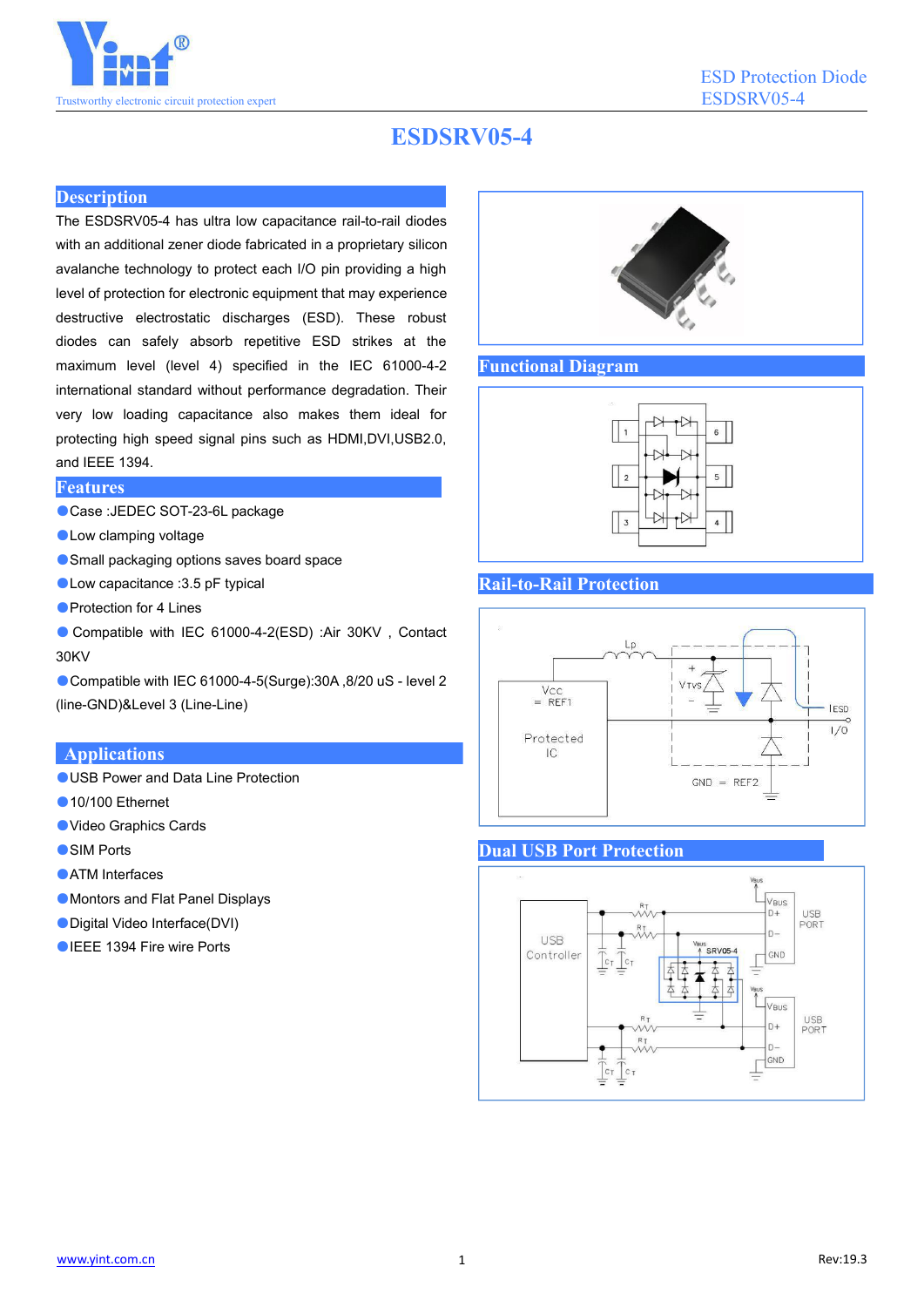// ESDSRV05-4

## Description

The ESDSRV05-4 has ultra low capacitance rail-to-rail diodes with an additional zener diode fabricated in a proprietary silicon avalanche technology to protect each I/O pin providing a high level of protection for electronic equipment that may experience destructive electrostatic discharges (ESD). These robust diodes can safely absorb repetitive ESD strikes at the maximum level (level 4) specified in the IEC 61000-4-2 international standard without performance degradation. Their very low loading capacitance also makes them ideal for protecting high speed signal pins such as HDMI,DVI,USB2.0, and IEEE 1394.

## Features

- Case :JEDEC SOT-23-6L package
- Low clamping voltage
- Small packaging options saves board space
- Low capacitance :3.5 pF typical
- Protection for 4 Lines
- Compatible with IEC 61000-4-2(ESD) :Air 30KV , Contact 30KV
- Compatible with IEC 61000-4-5(Surge):30A ,8/20 uS - level 2 (line-GND)&Level 3 (Line-Line)

## Applications

- USB Power and Data Line Protection
- 10/100 Ethernet
- Video Graphics Cards
- SIM Ports
- ATM Interfaces
- Montors and Flat Panel Displays
- Digital Video Interface(DVI)
- IEEE 1394 Fire wire Ports

## Functional Diagram

## Rail-to-Rail Protection

## Dual USB Port Protection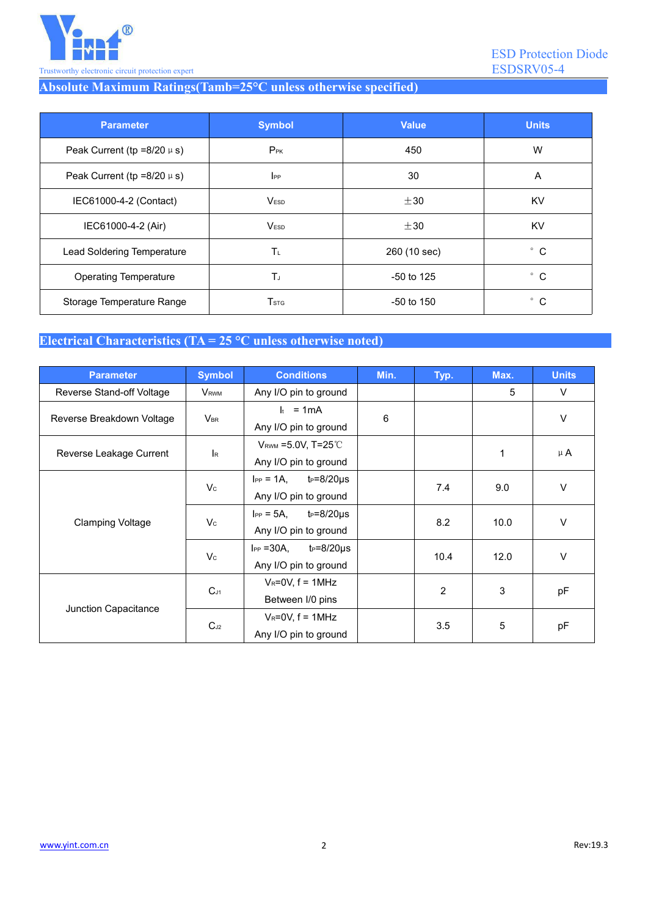## Absolute Maximum Ratings(Tamb=25°C unless otherwise specified)

| Parameter | Symbol | Value | Units |
|---|---|---|---|
| Peak Current (tp =8/20 μ s) | $P_{PK}$ | 450 | W |
| Peak Current (tp =8/20 μ s) | $I_{PP}$ | 30 | A |
| IEC61000-4-2 (Contact) | $V_{ESD}$ | ±30 | KV |
| IEC61000-4-2 (Air) | $V_{ESD}$ | ±30 | KV |
| Lead Soldering Temperature | $T_L$ | 260 (10 sec) | ° C |
| Operating Temperature | $T_J$ | -50 to 125 | ° C |
| Storage Temperature Range | $T_{STG}$ | -50 to 150 | ° C |

## Electrical Characteristics (TA = 25 °C unless otherwise noted)

| Parameter | Symbol | Conditions | Min. | Typ. | Max. | Units |
|---|---|---|---|---|---|---|
| Reverse Stand-off Voltage | $V_{RWM}$ | Any I/O pin to ground | | | 5 | V |
| Reverse Breakdown Voltage | $V_{BR}$ | $I_t$ = 1mA Any I/O pin to ground | 6 | | | V |
| Reverse Leakage Current | $I_R$ | $V_{RWM}$ =5.0V, T=25℃ Any I/O pin to ground | | | 1 | μ A |
| Clamping Voltage | $V_C$ | $I_{PP}$ = 1A, $t_P$=8/20μs Any I/O pin to ground | | 7.4 | 9.0 | V |
| | $V_C$ | $I_{PP}$ = 5A, $t_P$=8/20μs Any I/O pin to ground | | 8.2 | 10.0 | V |
| | $V_C$ | $I_{PP}$ =30A, $t_P$=8/20μs Any I/O pin to ground | | 10.4 | 12.0 | V |
| Junction Capacitance | $C_{J1}$ | $V_R$=0V, f = 1MHz Between I/0 pins | | 2 | 3 | pF |
| | $C_{J2}$ | $V_R$=0V, f = 1MHz Any I/O pin to ground | | 3.5 | 5 | pF |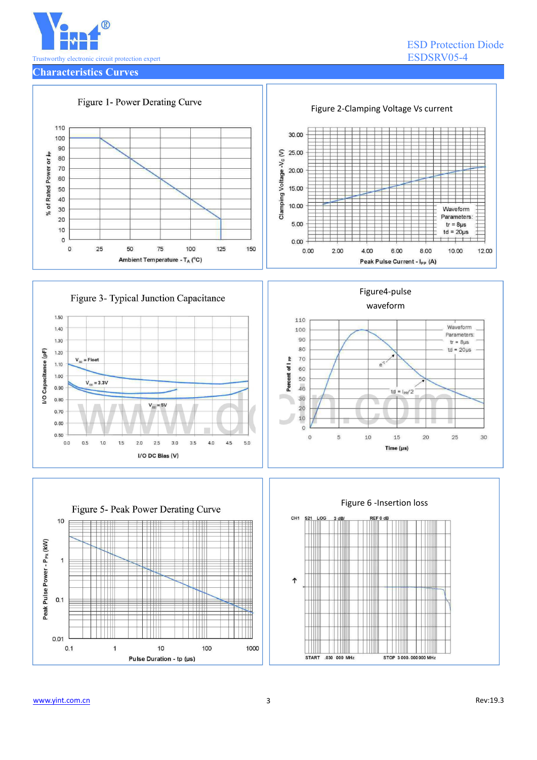## Characteristics Curves

Figure 1- Power Derating Curve

Figure 2-Clamping Voltage Vs current

Figure 3- Typical Junction Capacitance

Figure4-pulse waveform

Figure 5- Peak Power Derating Curve

Figure 6 -Insertion loss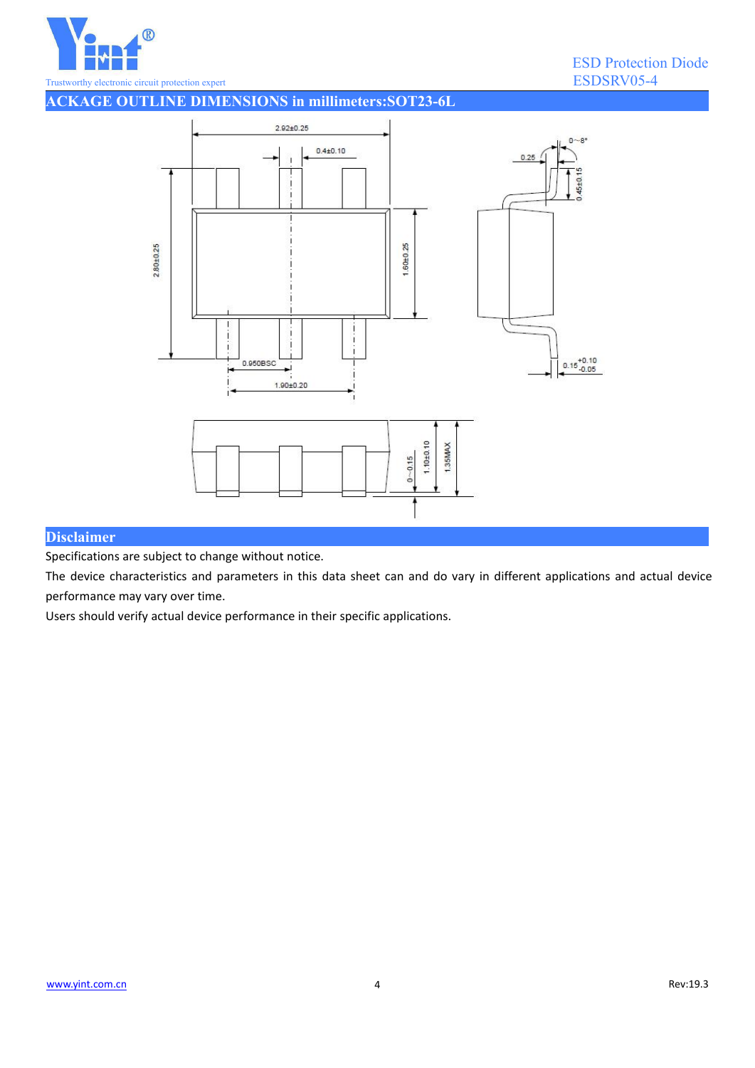## ACKAGE OUTLINE DIMENSIONS in millimeters:SOT23-6L

2.92±0.25

0.4±0.10

0~8°

0.25

0.45±0.15

2.80±0.25

1.60±0.25

0.950BSC

1.90±0.20

$0.15^{+0.10}_{-0.05}$

0~0.15

1.10±0.10

1.35MAX

## Disclaimer

Specifications are subject to change without notice.

The device characteristics and parameters in this data sheet can and do vary in different applications and actual device performance may vary over time.

Users should verify actual device performance in their specific applications.